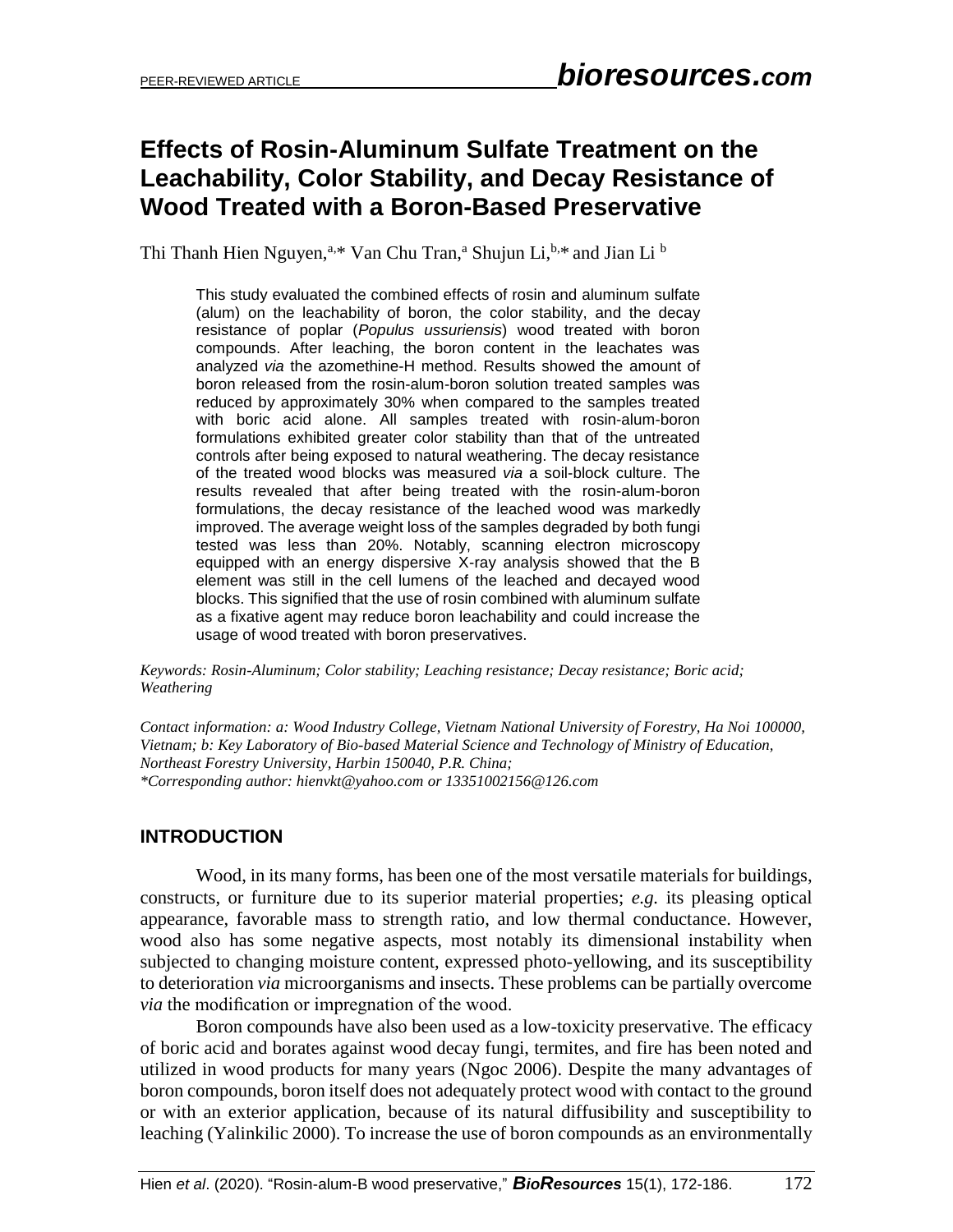# Effects of Rosin-Aluminum Sulfate Treatment on the Leachability, Color Stability, and Decay Resistance of Wood Treated with a Boron-Based Preservative

Thi Thanh Hien Nguyen,[a,*] Van Chu Tran,[a] Shujun Li,[b,*] and Jian Li [b]

This study evaluated the combined effects of rosin and aluminum sulfate (alum) on the leachability of boron, the color stability, and the decay resistance of poplar (*Populus ussuriensis*) wood treated with boron compounds. After leaching, the boron content in the leachates was analyzed *via* the azomethine-H method. Results showed the amount of boron released from the rosin-alum-boron solution treated samples was reduced by approximately 30% when compared to the samples treated with boric acid alone. All samples treated with rosin-alum-boron formulations exhibited greater color stability than that of the untreated controls after being exposed to natural weathering. The decay resistance of the treated wood blocks was measured *via* a soil-block culture. The results revealed that after being treated with the rosin-alum-boron formulations, the decay resistance of the leached wood was markedly improved. The average weight loss of the samples degraded by both fungi tested was less than 20%. Notably, scanning electron microscopy equipped with an energy dispersive X-ray analysis showed that the B element was still in the cell lumens of the leached and decayed wood blocks. This signified that the use of rosin combined with aluminum sulfate as a fixative agent may reduce boron leachability and could increase the usage of wood treated with boron preservatives.

*Keywords: Rosin-Aluminum; Color stability; Leaching resistance; Decay resistance; Boric acid; Weathering*

*Contact information: a: Wood Industry College, Vietnam National University of Forestry, Ha Noi 100000, Vietnam; b: Key Laboratory of Bio-based Material Science and Technology of Ministry of Education, Northeast Forestry University, Harbin 150040, P.R. China;*
*\*Corresponding author: hienvkt@yahoo.com or 13351002156@126.com*

## INTRODUCTION

Wood, in its many forms, has been one of the most versatile materials for buildings, constructs, or furniture due to its superior material properties; *e.g.* its pleasing optical appearance, favorable mass to strength ratio, and low thermal conductance. However, wood also has some negative aspects, most notably its dimensional instability when subjected to changing moisture content, expressed photo-yellowing, and its susceptibility to deterioration *via* microorganisms and insects. These problems can be partially overcome *via* the modification or impregnation of the wood.

Boron compounds have also been used as a low-toxicity preservative. The efficacy of boric acid and borates against wood decay fungi, termites, and fire has been noted and utilized in wood products for many years (Ngoc 2006). Despite the many advantages of boron compounds, boron itself does not adequately protect wood with contact to the ground or with an exterior application, because of its natural diffusibility and susceptibility to leaching (Yalinkilic 2000). To increase the use of boron compounds as an environmentally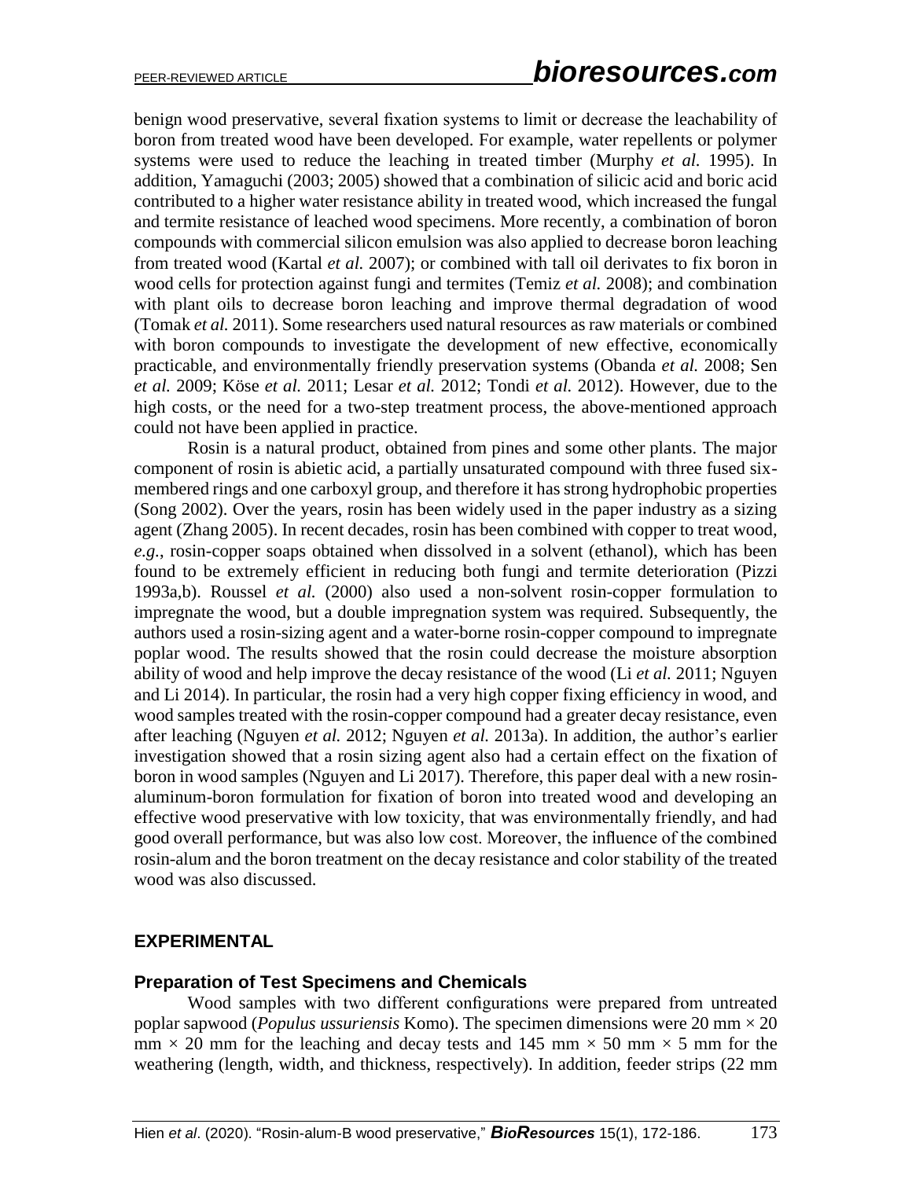benign wood preservative, several fixation systems to limit or decrease the leachability of boron from treated wood have been developed. For example, water repellents or polymer systems were used to reduce the leaching in treated timber (Murphy *et al.* 1995). In addition, Yamaguchi (2003; 2005) showed that a combination of silicic acid and boric acid contributed to a higher water resistance ability in treated wood, which increased the fungal and termite resistance of leached wood specimens. More recently, a combination of boron compounds with commercial silicon emulsion was also applied to decrease boron leaching from treated wood (Kartal *et al.* 2007); or combined with tall oil derivates to fix boron in wood cells for protection against fungi and termites (Temiz *et al.* 2008); and combination with plant oils to decrease boron leaching and improve thermal degradation of wood (Tomak *et al.* 2011). Some researchers used natural resources as raw materials or combined with boron compounds to investigate the development of new effective, economically practicable, and environmentally friendly preservation systems (Obanda *et al.* 2008; Sen *et al.* 2009; Köse *et al.* 2011; Lesar *et al.* 2012; Tondi *et al.* 2012). However, due to the high costs, or the need for a two-step treatment process, the above-mentioned approach could not have been applied in practice.

Rosin is a natural product, obtained from pines and some other plants. The major component of rosin is abietic acid, a partially unsaturated compound with three fused six-membered rings and one carboxyl group, and therefore it has strong hydrophobic properties (Song 2002). Over the years, rosin has been widely used in the paper industry as a sizing agent (Zhang 2005). In recent decades, rosin has been combined with copper to treat wood, *e.g.*, rosin-copper soaps obtained when dissolved in a solvent (ethanol), which has been found to be extremely efficient in reducing both fungi and termite deterioration (Pizzi 1993a,b). Roussel *et al.* (2000) also used a non-solvent rosin-copper formulation to impregnate the wood, but a double impregnation system was required. Subsequently, the authors used a rosin-sizing agent and a water-borne rosin-copper compound to impregnate poplar wood. The results showed that the rosin could decrease the moisture absorption ability of wood and help improve the decay resistance of the wood (Li *et al.* 2011; Nguyen and Li 2014). In particular, the rosin had a very high copper fixing efficiency in wood, and wood samples treated with the rosin-copper compound had a greater decay resistance, even after leaching (Nguyen *et al.* 2012; Nguyen *et al.* 2013a). In addition, the author's earlier investigation showed that a rosin sizing agent also had a certain effect on the fixation of boron in wood samples (Nguyen and Li 2017). Therefore, this paper deal with a new rosin-aluminum-boron formulation for fixation of boron into treated wood and developing an effective wood preservative with low toxicity, that was environmentally friendly, and had good overall performance, but was also low cost. Moreover, the influence of the combined rosin-alum and the boron treatment on the decay resistance and color stability of the treated wood was also discussed.

## EXPERIMENTAL

### Preparation of Test Specimens and Chemicals

Wood samples with two different configurations were prepared from untreated poplar sapwood (*Populus ussuriensis* Komo). The specimen dimensions were 20 mm × 20 mm × 20 mm for the leaching and decay tests and 145 mm × 50 mm × 5 mm for the weathering (length, width, and thickness, respectively). In addition, feeder strips (22 mm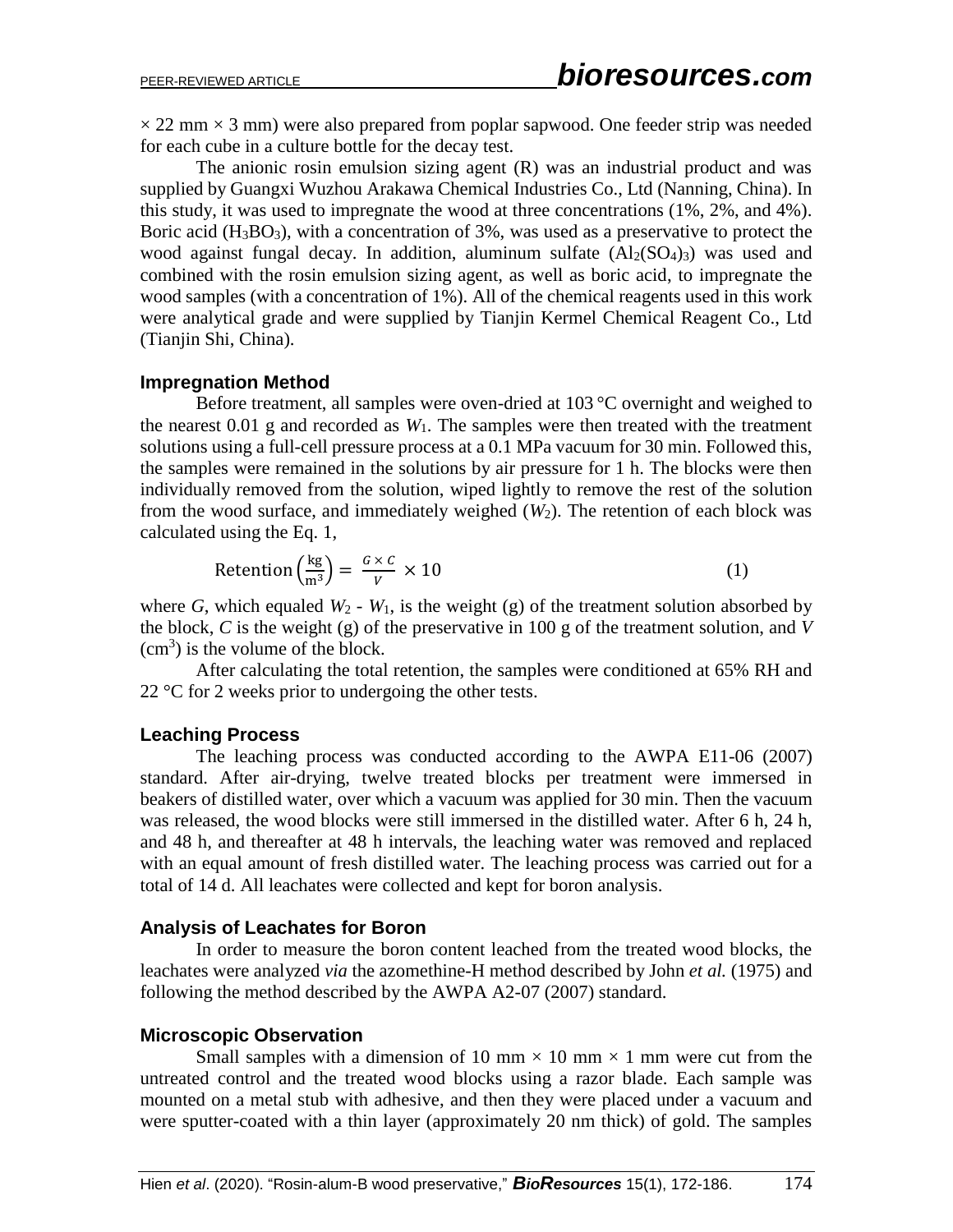× 22 mm × 3 mm) were also prepared from poplar sapwood. One feeder strip was needed for each cube in a culture bottle for the decay test.

The anionic rosin emulsion sizing agent (R) was an industrial product and was supplied by Guangxi Wuzhou Arakawa Chemical Industries Co., Ltd (Nanning, China). In this study, it was used to impregnate the wood at three concentrations (1%, 2%, and 4%). Boric acid ($H_3BO_3$), with a concentration of 3%, was used as a preservative to protect the wood against fungal decay. In addition, aluminum sulfate ($Al_2(SO_4)_3$) was used and combined with the rosin emulsion sizing agent, as well as boric acid, to impregnate the wood samples (with a concentration of 1%). All of the chemical reagents used in this work were analytical grade and were supplied by Tianjin Kermel Chemical Reagent Co., Ltd (Tianjin Shi, China).

### Impregnation Method

Before treatment, all samples were oven-dried at 103 °C overnight and weighed to the nearest 0.01 g and recorded as $W_1$. The samples were then treated with the treatment solutions using a full-cell pressure process at a 0.1 MPa vacuum for 30 min. Followed this, the samples were remained in the solutions by air pressure for 1 h. The blocks were then individually removed from the solution, wiped lightly to remove the rest of the solution from the wood surface, and immediately weighed ($W_2$). The retention of each block was calculated using the Eq. 1,

$$\text{Retention}\left(\frac{\text{kg}}{\text{m}^3}\right) = \frac{G \times C}{V} \times 10 \tag{1}$$

where $G$, which equaled $W_2$ - $W_1$, is the weight (g) of the treatment solution absorbed by the block, $C$ is the weight (g) of the preservative in 100 g of the treatment solution, and $V$ ($cm^3$) is the volume of the block.

After calculating the total retention, the samples were conditioned at 65% RH and 22 °C for 2 weeks prior to undergoing the other tests.

### Leaching Process

The leaching process was conducted according to the AWPA E11-06 (2007) standard. After air-drying, twelve treated blocks per treatment were immersed in beakers of distilled water, over which a vacuum was applied for 30 min. Then the vacuum was released, the wood blocks were still immersed in the distilled water. After 6 h, 24 h, and 48 h, and thereafter at 48 h intervals, the leaching water was removed and replaced with an equal amount of fresh distilled water. The leaching process was carried out for a total of 14 d. All leachates were collected and kept for boron analysis.

### Analysis of Leachates for Boron

In order to measure the boron content leached from the treated wood blocks, the leachates were analyzed *via* the azomethine-H method described by John *et al.* (1975) and following the method described by the AWPA A2-07 (2007) standard.

### Microscopic Observation

Small samples with a dimension of 10 mm × 10 mm × 1 mm were cut from the untreated control and the treated wood blocks using a razor blade. Each sample was mounted on a metal stub with adhesive, and then they were placed under a vacuum and were sputter-coated with a thin layer (approximately 20 nm thick) of gold. The samples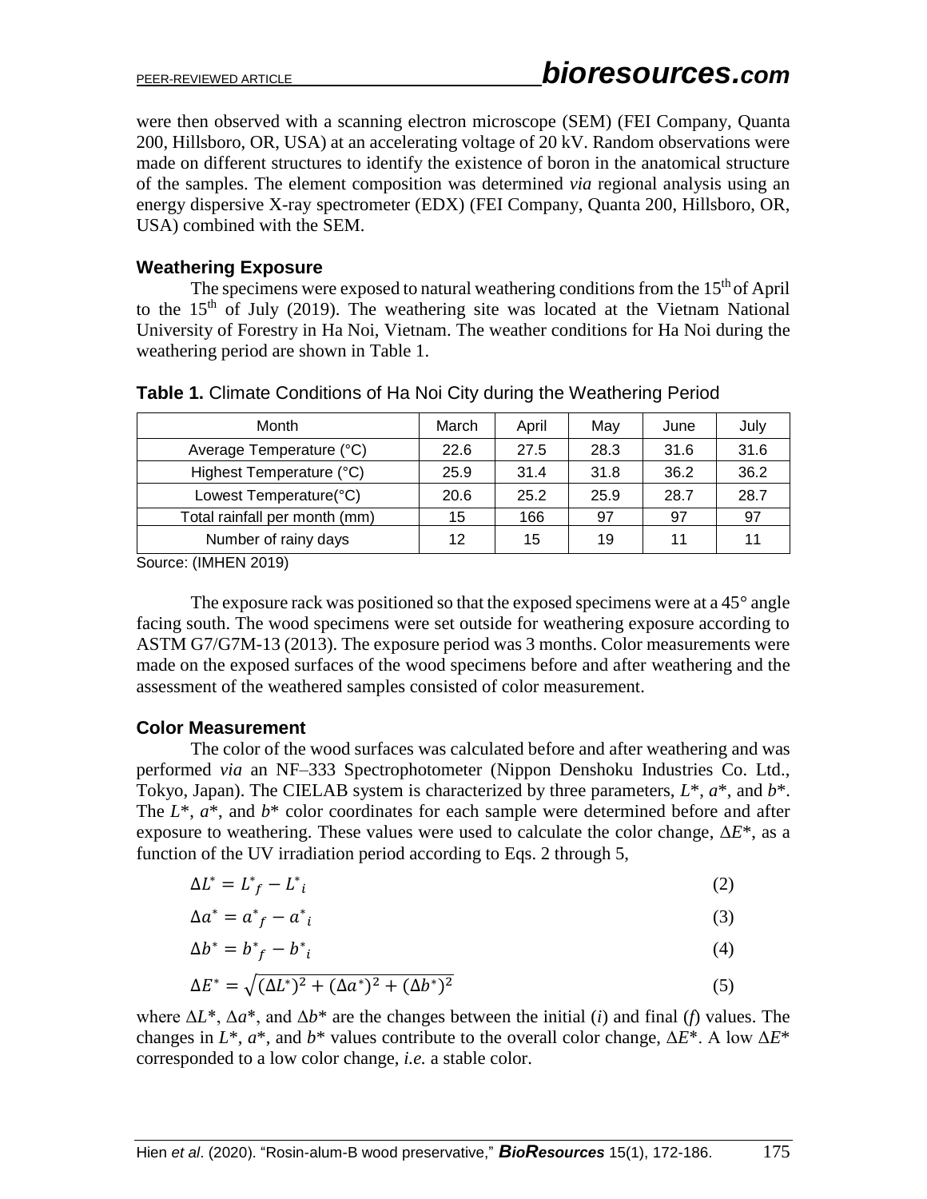were then observed with a scanning electron microscope (SEM) (FEI Company, Quanta 200, Hillsboro, OR, USA) at an accelerating voltage of 20 kV. Random observations were made on different structures to identify the existence of boron in the anatomical structure of the samples. The element composition was determined *via* regional analysis using an energy dispersive X-ray spectrometer (EDX) (FEI Company, Quanta 200, Hillsboro, OR, USA) combined with the SEM.

### Weathering Exposure

The specimens were exposed to natural weathering conditions from the 15th of April to the 15th of July (2019). The weathering site was located at the Vietnam National University of Forestry in Ha Noi, Vietnam. The weather conditions for Ha Noi during the weathering period are shown in Table 1.

**Table 1.** Climate Conditions of Ha Noi City during the Weathering Period

| Month | March | April | May | June | July |
|---|---|---|---|---|---|
| Average Temperature (°C) | 22.6 | 27.5 | 28.3 | 31.6 | 31.6 |
| Highest Temperature (°C) | 25.9 | 31.4 | 31.8 | 36.2 | 36.2 |
| Lowest Temperature(°C) | 20.6 | 25.2 | 25.9 | 28.7 | 28.7 |
| Total rainfall per month (mm) | 15 | 166 | 97 | 97 | 97 |
| Number of rainy days | 12 | 15 | 19 | 11 | 11 |

Source: (IMHEN 2019)

The exposure rack was positioned so that the exposed specimens were at a 45° angle facing south. The wood specimens were set outside for weathering exposure according to ASTM G7/G7M-13 (2013). The exposure period was 3 months. Color measurements were made on the exposed surfaces of the wood specimens before and after weathering and the assessment of the weathered samples consisted of color measurement.

### Color Measurement

The color of the wood surfaces was calculated before and after weathering and was performed *via* an NF–333 Spectrophotometer (Nippon Denshoku Industries Co. Ltd., Tokyo, Japan). The CIELAB system is characterized by three parameters, $L^*$, $a^*$, and $b^*$. The $L^*$, $a^*$, and $b^*$ color coordinates for each sample were determined before and after exposure to weathering. These values were used to calculate the color change, $\Delta E^*$, as a function of the UV irradiation period according to Eqs. 2 through 5,

$$\Delta L^* = L^*_f - L^*_i \tag{2}$$

$$\Delta a^* = a^*_f - a^*_i \tag{3}$$

$$\Delta b^* = b^*_f - b^*_i \tag{4}$$

$$\Delta E^* = \sqrt{(\Delta L^*)^2 + (\Delta a^*)^2 + (\Delta b^*)^2} \tag{5}$$

where $\Delta L^*$, $\Delta a^*$, and $\Delta b^*$ are the changes between the initial ($i$) and final ($f$) values. The changes in $L^*$, $a^*$, and $b^*$ values contribute to the overall color change, $\Delta E^*$. A low $\Delta E^*$ corresponded to a low color change, *i.e.* a stable color.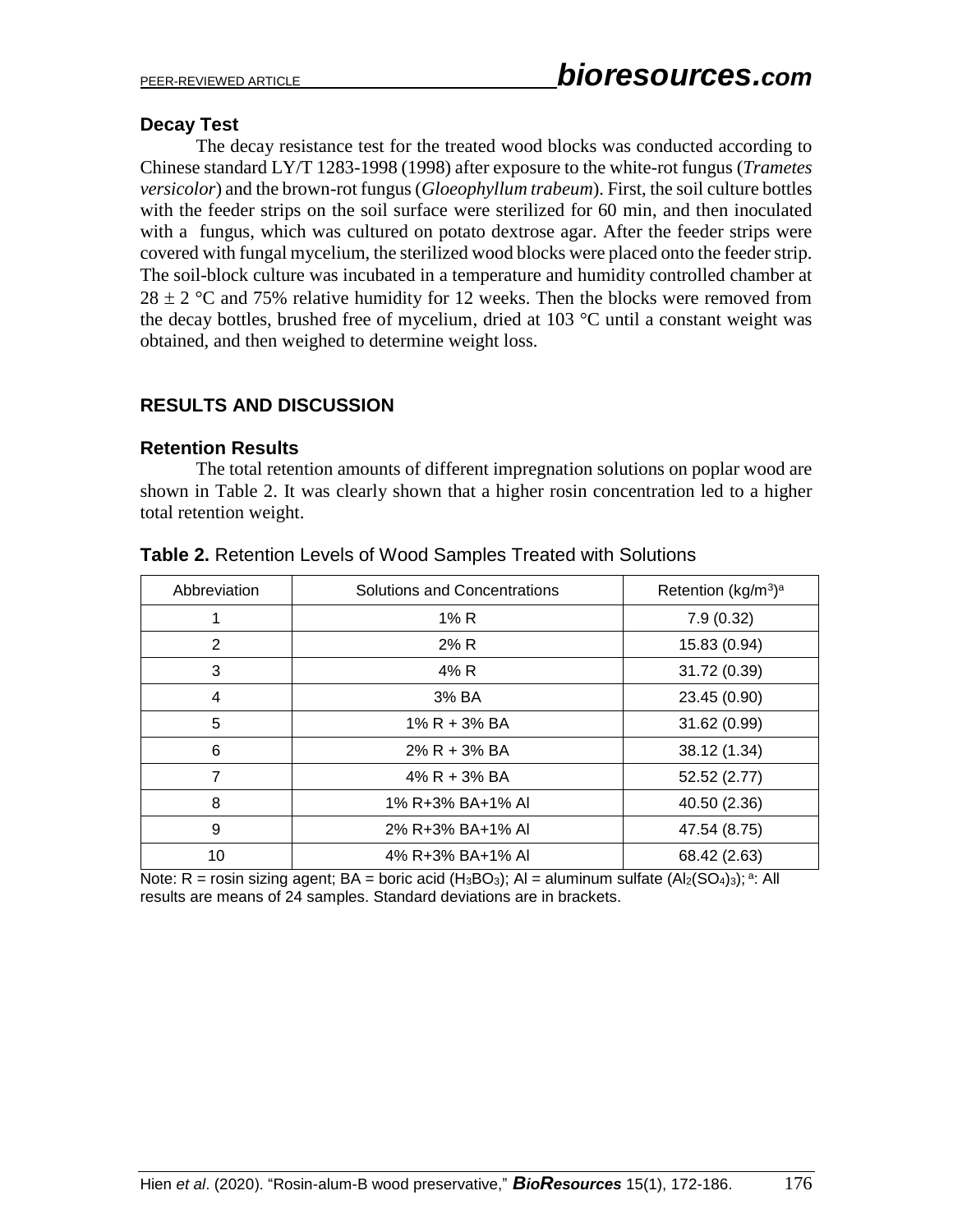### Decay Test

The decay resistance test for the treated wood blocks was conducted according to Chinese standard LY/T 1283-1998 (1998) after exposure to the white-rot fungus (*Trametes versicolor*) and the brown-rot fungus (*Gloeophyllum trabeum*). First, the soil culture bottles with the feeder strips on the soil surface were sterilized for 60 min, and then inoculated with a fungus, which was cultured on potato dextrose agar. After the feeder strips were covered with fungal mycelium, the sterilized wood blocks were placed onto the feeder strip. The soil-block culture was incubated in a temperature and humidity controlled chamber at $28 \pm 2$ °C and 75% relative humidity for 12 weeks. Then the blocks were removed from the decay bottles, brushed free of mycelium, dried at 103 °C until a constant weight was obtained, and then weighed to determine weight loss.

## RESULTS AND DISCUSSION

### Retention Results

The total retention amounts of different impregnation solutions on poplar wood are shown in Table 2. It was clearly shown that a higher rosin concentration led to a higher total retention weight.

**Table 2.** Retention Levels of Wood Samples Treated with Solutions

| Abbreviation | Solutions and Concentrations | Retention ($kg/m^3$)[a] |
|---|---|---|
| 1 | 1% R | 7.9 (0.32) |
| 2 | 2% R | 15.83 (0.94) |
| 3 | 4% R | 31.72 (0.39) |
| 4 | 3% BA | 23.45 (0.90) |
| 5 | 1% R + 3% BA | 31.62 (0.99) |
| 6 | 2% R + 3% BA | 38.12 (1.34) |
| 7 | 4% R + 3% BA | 52.52 (2.77) |
| 8 | 1% R+3% BA+1% Al | 40.50 (2.36) |
| 9 | 2% R+3% BA+1% Al | 47.54 (8.75) |
| 10 | 4% R+3% BA+1% Al | 68.42 (2.63) |

Note: R = rosin sizing agent; BA = boric acid ($H_3BO_3$); Al = aluminum sulfate ($Al_2(SO_4)_3$); [a]: All results are means of 24 samples. Standard deviations are in brackets.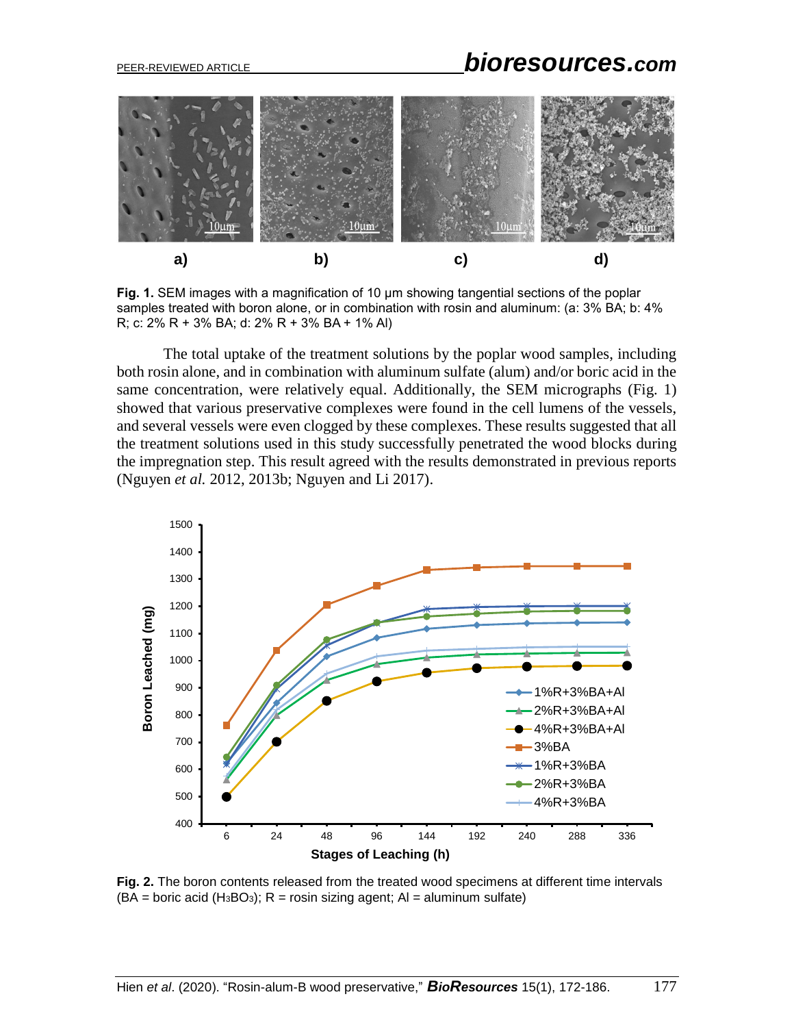**Fig. 1.** SEM images with a magnification of 10 μm showing tangential sections of the poplar samples treated with boron alone, or in combination with rosin and aluminum: (a: 3% BA; b: 4% R; c: 2% R + 3% BA; d: 2% R + 3% BA + 1% Al)

The total uptake of the treatment solutions by the poplar wood samples, including both rosin alone, and in combination with aluminum sulfate (alum) and/or boric acid in the same concentration, were relatively equal. Additionally, the SEM micrographs (Fig. 1) showed that various preservative complexes were found in the cell lumens of the vessels, and several vessels were even clogged by these complexes. These results suggested that all the treatment solutions used in this study successfully penetrated the wood blocks during the impregnation step. This result agreed with the results demonstrated in previous reports (Nguyen *et al.* 2012, 2013b; Nguyen and Li 2017).

**Fig. 2.** The boron contents released from the treated wood specimens at different time intervals (BA = boric acid ($H_3BO_3$); R = rosin sizing agent; Al = aluminum sulfate)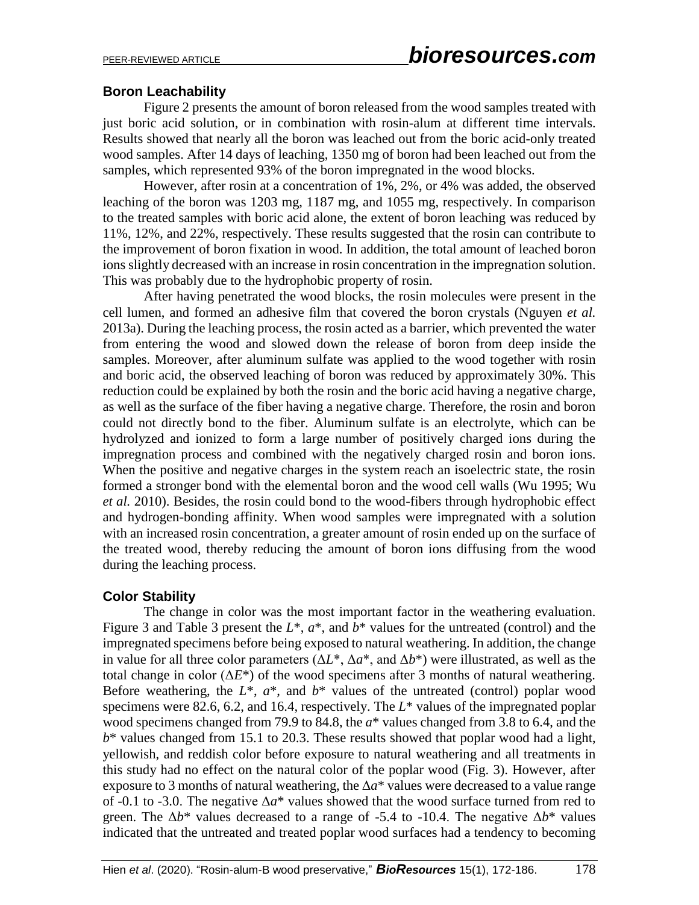### Boron Leachability

Figure 2 presents the amount of boron released from the wood samples treated with just boric acid solution, or in combination with rosin-alum at different time intervals. Results showed that nearly all the boron was leached out from the boric acid-only treated wood samples. After 14 days of leaching, 1350 mg of boron had been leached out from the samples, which represented 93% of the boron impregnated in the wood blocks.

However, after rosin at a concentration of 1%, 2%, or 4% was added, the observed leaching of the boron was 1203 mg, 1187 mg, and 1055 mg, respectively. In comparison to the treated samples with boric acid alone, the extent of boron leaching was reduced by 11%, 12%, and 22%, respectively. These results suggested that the rosin can contribute to the improvement of boron fixation in wood. In addition, the total amount of leached boron ions slightly decreased with an increase in rosin concentration in the impregnation solution. This was probably due to the hydrophobic property of rosin.

After having penetrated the wood blocks, the rosin molecules were present in the cell lumen, and formed an adhesive film that covered the boron crystals (Nguyen *et al.* 2013a). During the leaching process, the rosin acted as a barrier, which prevented the water from entering the wood and slowed down the release of boron from deep inside the samples. Moreover, after aluminum sulfate was applied to the wood together with rosin and boric acid, the observed leaching of boron was reduced by approximately 30%. This reduction could be explained by both the rosin and the boric acid having a negative charge, as well as the surface of the fiber having a negative charge. Therefore, the rosin and boron could not directly bond to the fiber. Aluminum sulfate is an electrolyte, which can be hydrolyzed and ionized to form a large number of positively charged ions during the impregnation process and combined with the negatively charged rosin and boron ions. When the positive and negative charges in the system reach an isoelectric state, the rosin formed a stronger bond with the elemental boron and the wood cell walls (Wu 1995; Wu *et al.* 2010). Besides, the rosin could bond to the wood-fibers through hydrophobic effect and hydrogen-bonding affinity. When wood samples were impregnated with a solution with an increased rosin concentration, a greater amount of rosin ended up on the surface of the treated wood, thereby reducing the amount of boron ions diffusing from the wood during the leaching process.

### Color Stability

The change in color was the most important factor in the weathering evaluation. Figure 3 and Table 3 present the $L^*$, $a^*$, and $b^*$ values for the untreated (control) and the impregnated specimens before being exposed to natural weathering. In addition, the change in value for all three color parameters ($\Delta L^*$, $\Delta a^*$, and $\Delta b^*$) were illustrated, as well as the total change in color ($\Delta E^*$) of the wood specimens after 3 months of natural weathering. Before weathering, the $L^*$, $a^*$, and $b^*$ values of the untreated (control) poplar wood specimens were 82.6, 6.2, and 16.4, respectively. The $L^*$ values of the impregnated poplar wood specimens changed from 79.9 to 84.8, the $a^*$ values changed from 3.8 to 6.4, and the $b^*$ values changed from 15.1 to 20.3. These results showed that poplar wood had a light, yellowish, and reddish color before exposure to natural weathering and all treatments in this study had no effect on the natural color of the poplar wood (Fig. 3). However, after exposure to 3 months of natural weathering, the $\Delta a^*$ values were decreased to a value range of -0.1 to -3.0. The negative $\Delta a^*$ values showed that the wood surface turned from red to green. The $\Delta b^*$ values decreased to a range of -5.4 to -10.4. The negative $\Delta b^*$ values indicated that the untreated and treated poplar wood surfaces had a tendency to becoming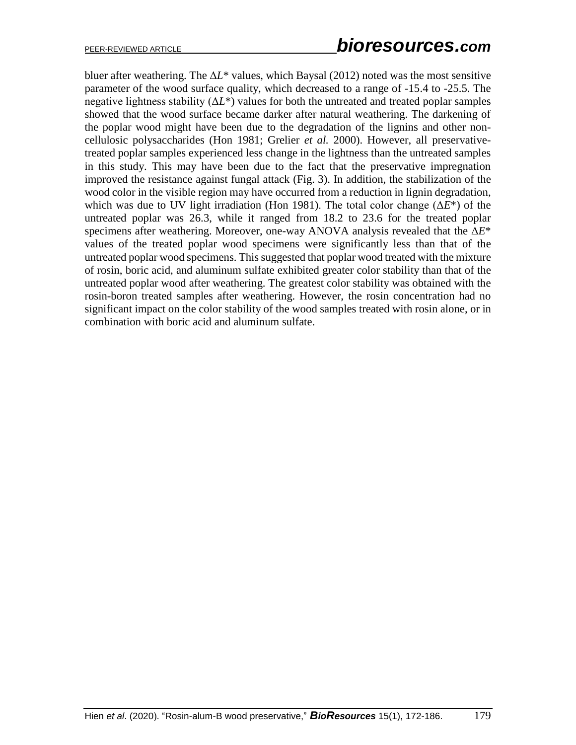bluer after weathering. The $\Delta L^*$ values, which Baysal (2012) noted was the most sensitive parameter of the wood surface quality, which decreased to a range of -15.4 to -25.5. The negative lightness stability ($\Delta L^*$) values for both the untreated and treated poplar samples showed that the wood surface became darker after natural weathering. The darkening of the poplar wood might have been due to the degradation of the lignins and other non-cellulosic polysaccharides (Hon 1981; Grelier *et al.* 2000). However, all preservative-treated poplar samples experienced less change in the lightness than the untreated samples in this study. This may have been due to the fact that the preservative impregnation improved the resistance against fungal attack (Fig. 3). In addition, the stabilization of the wood color in the visible region may have occurred from a reduction in lignin degradation, which was due to UV light irradiation (Hon 1981). The total color change ($\Delta E^*$) of the untreated poplar was 26.3, while it ranged from 18.2 to 23.6 for the treated poplar specimens after weathering. Moreover, one-way ANOVA analysis revealed that the $\Delta E^*$ values of the treated poplar wood specimens were significantly less than that of the untreated poplar wood specimens. This suggested that poplar wood treated with the mixture of rosin, boric acid, and aluminum sulfate exhibited greater color stability than that of the untreated poplar wood after weathering. The greatest color stability was obtained with the rosin-boron treated samples after weathering. However, the rosin concentration had no significant impact on the color stability of the wood samples treated with rosin alone, or in combination with boric acid and aluminum sulfate.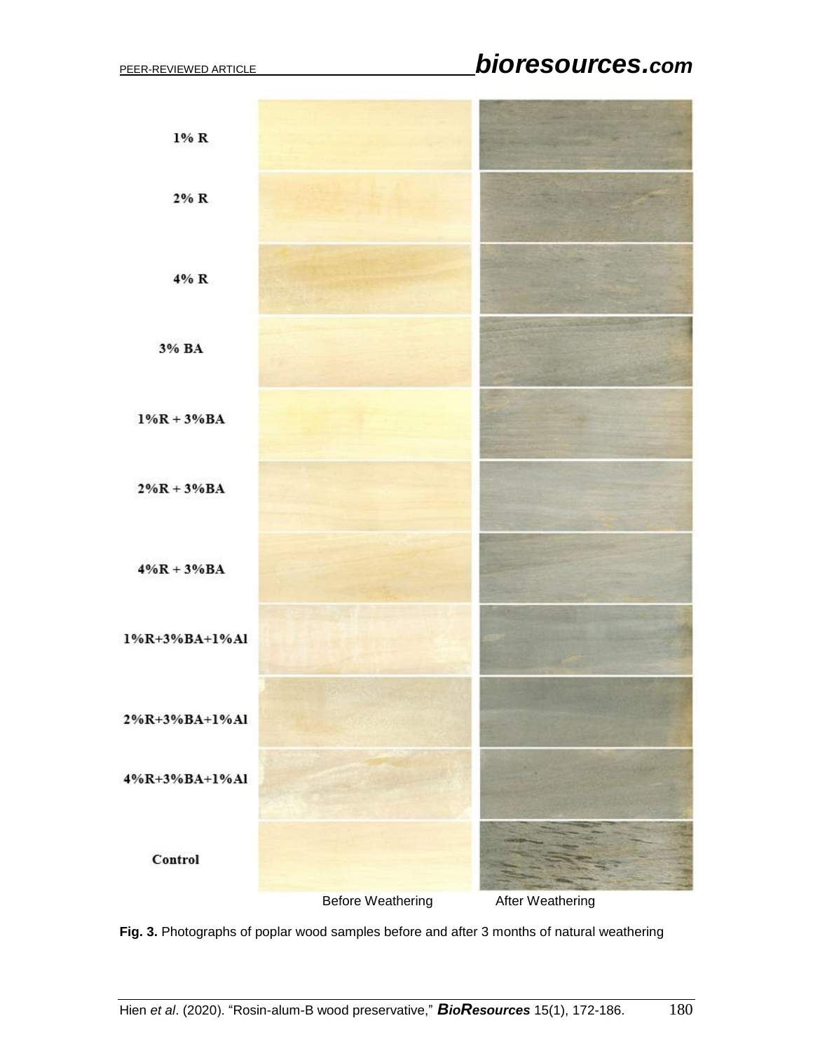Fig. 3. Photographs of poplar wood samples before and after 3 months of natural weathering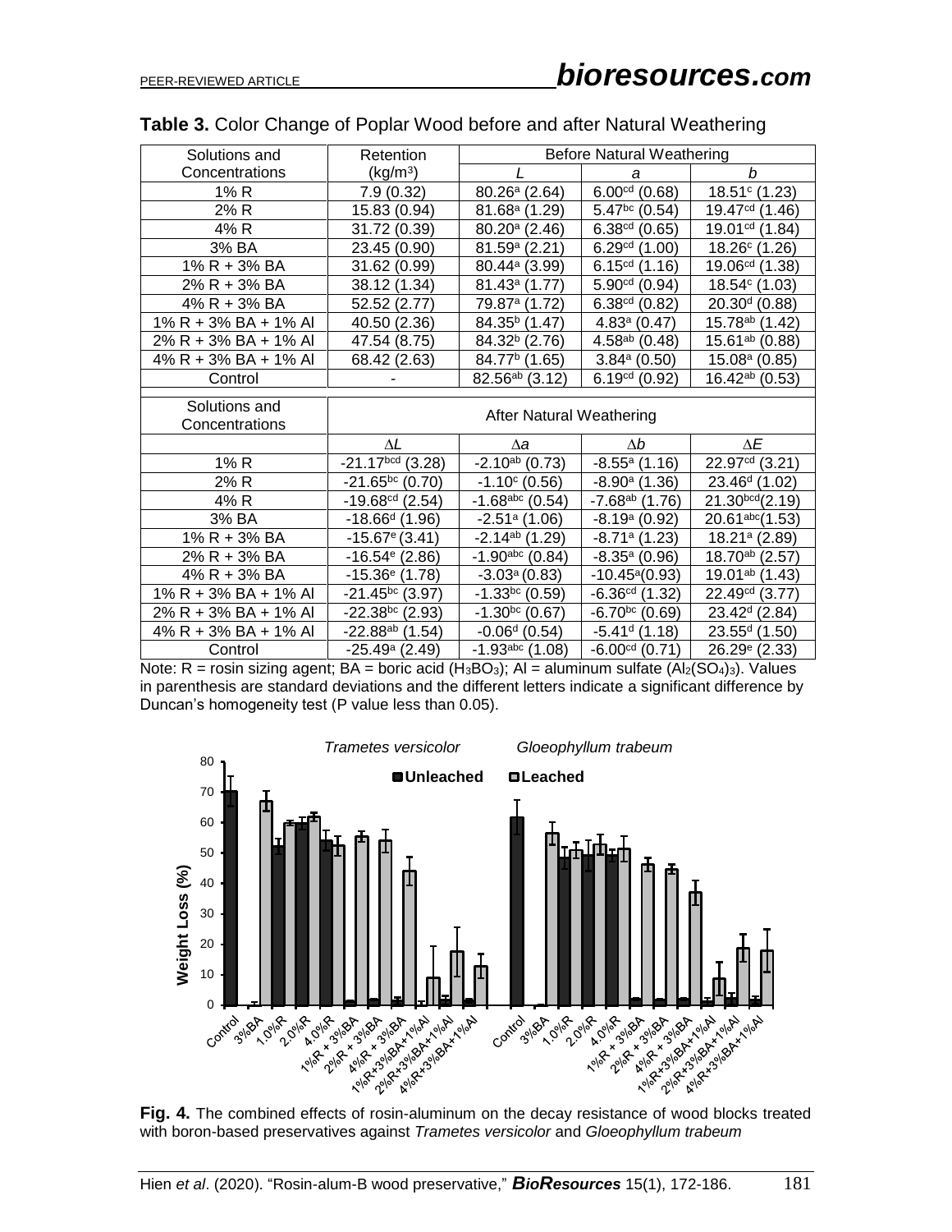**Table 3.** Color Change of Poplar Wood before and after Natural Weathering

| Solutions and Concentrations | Retention (kg/m³) | Before Natural Weathering | | |
|---|---|---|---|---|
| | | *L* | *a* | *b* |
| 1% R | 7.9 (0.32) | 80.26$^{a}$ (2.64) | 6.00$^{cd}$ (0.68) | 18.51$^{c}$ (1.23) |
| 2% R | 15.83 (0.94) | 81.68$^{a}$ (1.29) | 5.47$^{bc}$ (0.54) | 19.47$^{cd}$ (1.46) |
| 4% R | 31.72 (0.39) | 80.20$^{a}$ (2.46) | 6.38$^{cd}$ (0.65) | 19.01$^{cd}$ (1.84) |
| 3% BA | 23.45 (0.90) | 81.59$^{a}$ (2.21) | 6.29$^{cd}$ (1.00) | 18.26$^{c}$ (1.26) |
| 1% R + 3% BA | 31.62 (0.99) | 80.44$^{a}$ (3.99) | 6.15$^{cd}$ (1.16) | 19.06$^{cd}$ (1.38) |
| 2% R + 3% BA | 38.12 (1.34) | 81.43$^{a}$ (1.77) | 5.90$^{cd}$ (0.94) | 18.54$^{c}$ (1.03) |
| 4% R + 3% BA | 52.52 (2.77) | 79.87$^{a}$ (1.72) | 6.38$^{cd}$ (0.82) | 20.30$^{d}$ (0.88) |
| 1% R + 3% BA + 1% Al | 40.50 (2.36) | 84.35$^{b}$ (1.47) | 4.83$^{a}$ (0.47) | 15.78$^{ab}$ (1.42) |
| 2% R + 3% BA + 1% Al | 47.54 (8.75) | 84.32$^{b}$ (2.76) | 4.58$^{ab}$ (0.48) | 15.61$^{ab}$ (0.88) |
| 4% R + 3% BA + 1% Al | 68.42 (2.63) | 84.77$^{b}$ (1.65) | 3.84$^{a}$ (0.50) | 15.08$^{a}$ (0.85) |
| Control | - | 82.56$^{ab}$ (3.12) | 6.19$^{cd}$ (0.92) | 16.42$^{ab}$ (0.53) |

| Solutions and Concentrations | After Natural Weathering | | | |
|---|---|---|---|---|
| | $\Delta L$ | $\Delta a$ | $\Delta b$ | $\Delta E$ |
| 1% R | -21.17$^{bcd}$ (3.28) | -2.10$^{ab}$ (0.73) | -8.55$^{a}$ (1.16) | 22.97$^{cd}$ (3.21) |
| 2% R | -21.65$^{bc}$ (0.70) | -1.10$^{c}$ (0.56) | -8.90$^{a}$ (1.36) | 23.46$^{d}$ (1.02) |
| 4% R | -19.68$^{cd}$ (2.54) | -1.68$^{abc}$ (0.54) | -7.68$^{ab}$ (1.76) | 21.30$^{bcd}$(2.19) |
| 3% BA | -18.66$^{d}$ (1.96) | -2.51$^{a}$ (1.06) | -8.19$^{a}$ (0.92) | 20.61$^{abc}$(1.53) |
| 1% R + 3% BA | -15.67$^{e}$ (3.41) | -2.14$^{ab}$ (1.29) | -8.71$^{a}$ (1.23) | 18.21$^{a}$ (2.89) |
| 2% R + 3% BA | -16.54$^{e}$ (2.86) | -1.90$^{abc}$ (0.84) | -8.35$^{a}$ (0.96) | 18.70$^{ab}$ (2.57) |
| 4% R + 3% BA | -15.36$^{e}$ (1.78) | -3.03$^{a}$ (0.83) | -10.45$^{a}$(0.93) | 19.01$^{ab}$ (1.43) |
| 1% R + 3% BA + 1% Al | -21.45$^{bc}$ (3.97) | -1.33$^{bc}$ (0.59) | -6.36$^{cd}$ (1.32) | 22.49$^{cd}$ (3.77) |
| 2% R + 3% BA + 1% Al | -22.38$^{bc}$ (2.93) | -1.30$^{bc}$ (0.67) | -6.70$^{bc}$ (0.69) | 23.42$^{d}$ (2.84) |
| 4% R + 3% BA + 1% Al | -22.88$^{ab}$ (1.54) | -0.06$^{d}$ (0.54) | -5.41$^{d}$ (1.18) | 23.55$^{d}$ (1.50) |
| Control | -25.49$^{a}$ (2.49) | -1.93$^{abc}$ (1.08) | -6.00$^{cd}$ (0.71) | 26.29$^{e}$ (2.33) |

Note: R = rosin sizing agent; BA = boric acid ($H_3BO_3$); Al = aluminum sulfate ($Al_2(SO_4)_3$). Values in parenthesis are standard deviations and the different letters indicate a significant difference by Duncan's homogeneity test (P value less than 0.05).

**Fig. 4.** The combined effects of rosin-aluminum on the decay resistance of wood blocks treated with boron-based preservatives against *Trametes versicolor* and *Gloeophyllum trabeum*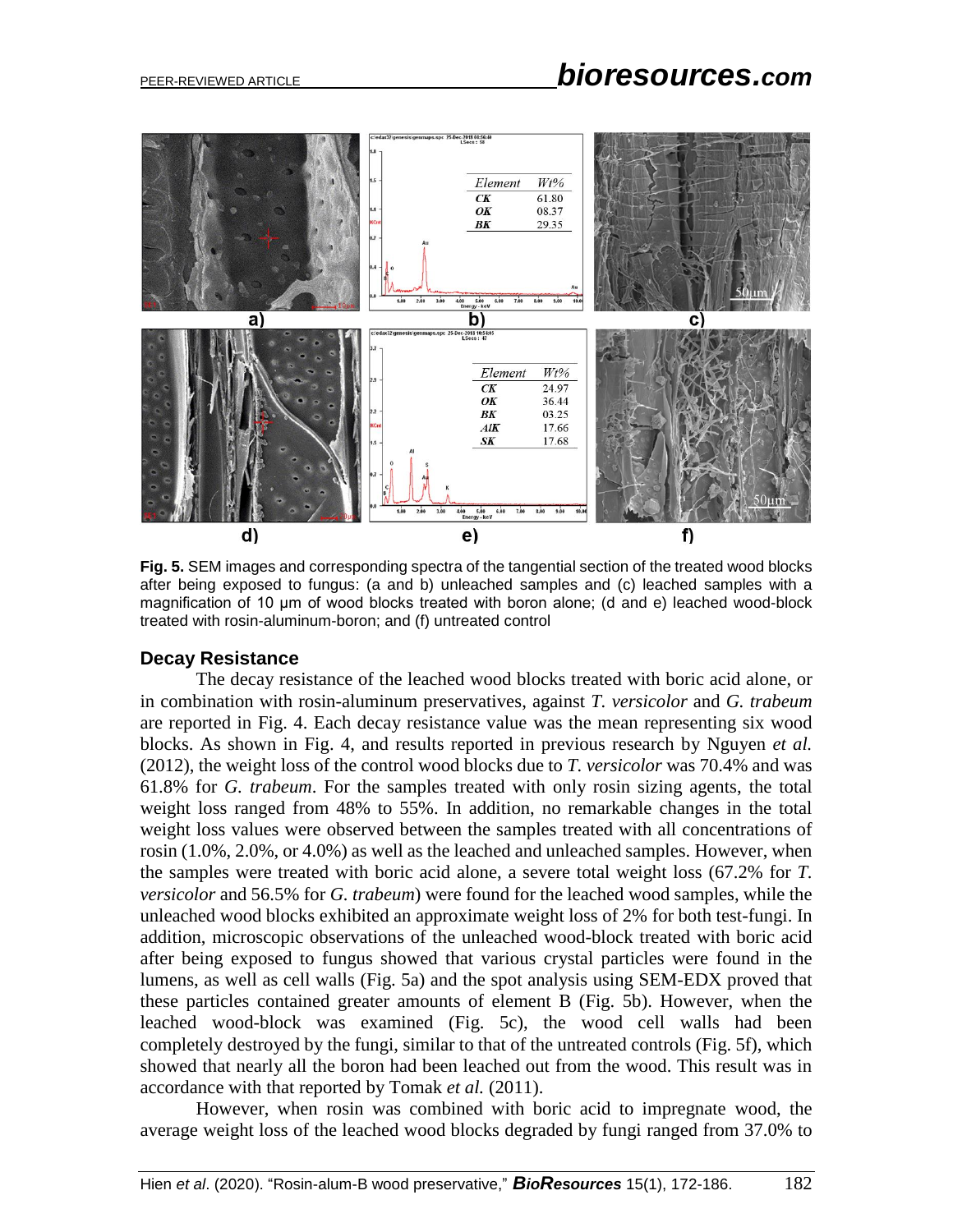**Fig. 5.** SEM images and corresponding spectra of the tangential section of the treated wood blocks after being exposed to fungus: (a and b) unleached samples and (c) leached samples with a magnification of 10 µm of wood blocks treated with boron alone; (d and e) leached wood-block treated with rosin-aluminum-boron; and (f) untreated control

### Decay Resistance

The decay resistance of the leached wood blocks treated with boric acid alone, or in combination with rosin-aluminum preservatives, against *T. versicolor* and *G. trabeum* are reported in Fig. 4. Each decay resistance value was the mean representing six wood blocks. As shown in Fig. 4, and results reported in previous research by Nguyen *et al.* (2012), the weight loss of the control wood blocks due to *T. versicolor* was 70.4% and was 61.8% for *G. trabeum*. For the samples treated with only rosin sizing agents, the total weight loss ranged from 48% to 55%. In addition, no remarkable changes in the total weight loss values were observed between the samples treated with all concentrations of rosin (1.0%, 2.0%, or 4.0%) as well as the leached and unleached samples. However, when the samples were treated with boric acid alone, a severe total weight loss (67.2% for *T. versicolor* and 56.5% for *G. trabeum*) were found for the leached wood samples, while the unleached wood blocks exhibited an approximate weight loss of 2% for both test-fungi. In addition, microscopic observations of the unleached wood-block treated with boric acid after being exposed to fungus showed that various crystal particles were found in the lumens, as well as cell walls (Fig. 5a) and the spot analysis using SEM-EDX proved that these particles contained greater amounts of element B (Fig. 5b). However, when the leached wood-block was examined (Fig. 5c), the wood cell walls had been completely destroyed by the fungi, similar to that of the untreated controls (Fig. 5f), which showed that nearly all the boron had been leached out from the wood. This result was in accordance with that reported by Tomak *et al.* (2011).

However, when rosin was combined with boric acid to impregnate wood, the average weight loss of the leached wood blocks degraded by fungi ranged from 37.0% to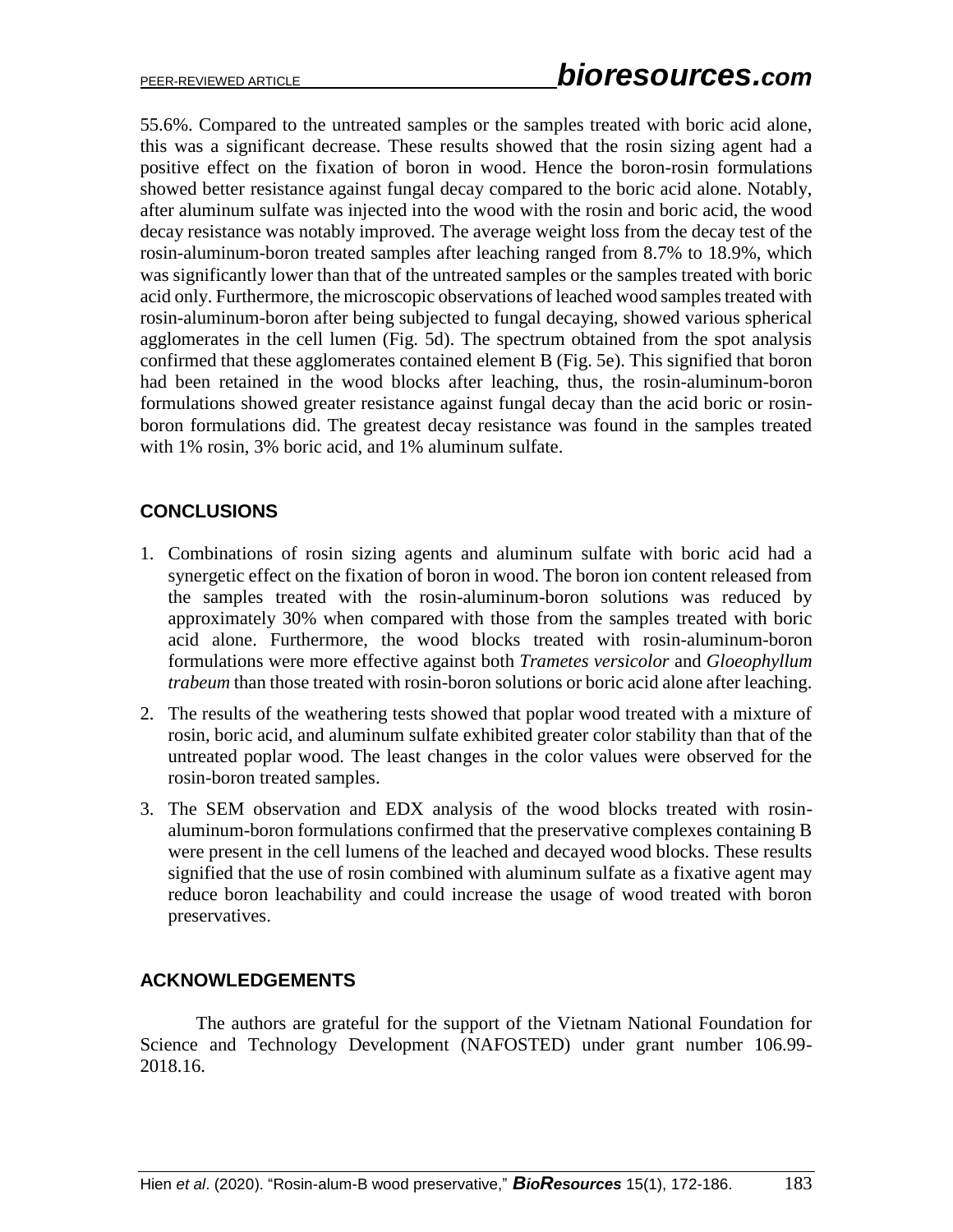55.6%. Compared to the untreated samples or the samples treated with boric acid alone, this was a significant decrease. These results showed that the rosin sizing agent had a positive effect on the fixation of boron in wood. Hence the boron-rosin formulations showed better resistance against fungal decay compared to the boric acid alone. Notably, after aluminum sulfate was injected into the wood with the rosin and boric acid, the wood decay resistance was notably improved. The average weight loss from the decay test of the rosin-aluminum-boron treated samples after leaching ranged from 8.7% to 18.9%, which was significantly lower than that of the untreated samples or the samples treated with boric acid only. Furthermore, the microscopic observations of leached wood samples treated with rosin-aluminum-boron after being subjected to fungal decaying, showed various spherical agglomerates in the cell lumen (Fig. 5d). The spectrum obtained from the spot analysis confirmed that these agglomerates contained element B (Fig. 5e). This signified that boron had been retained in the wood blocks after leaching, thus, the rosin-aluminum-boron formulations showed greater resistance against fungal decay than the acid boric or rosin-boron formulations did. The greatest decay resistance was found in the samples treated with 1% rosin, 3% boric acid, and 1% aluminum sulfate.

## CONCLUSIONS

1. Combinations of rosin sizing agents and aluminum sulfate with boric acid had a synergetic effect on the fixation of boron in wood. The boron ion content released from the samples treated with the rosin-aluminum-boron solutions was reduced by approximately 30% when compared with those from the samples treated with boric acid alone. Furthermore, the wood blocks treated with rosin-aluminum-boron formulations were more effective against both *Trametes versicolor* and *Gloeophyllum trabeum* than those treated with rosin-boron solutions or boric acid alone after leaching.
2. The results of the weathering tests showed that poplar wood treated with a mixture of rosin, boric acid, and aluminum sulfate exhibited greater color stability than that of the untreated poplar wood. The least changes in the color values were observed for the rosin-boron treated samples.
3. The SEM observation and EDX analysis of the wood blocks treated with rosin-aluminum-boron formulations confirmed that the preservative complexes containing B were present in the cell lumens of the leached and decayed wood blocks. These results signified that the use of rosin combined with aluminum sulfate as a fixative agent may reduce boron leachability and could increase the usage of wood treated with boron preservatives.

## ACKNOWLEDGEMENTS

The authors are grateful for the support of the Vietnam National Foundation for Science and Technology Development (NAFOSTED) under grant number 106.99-2018.16.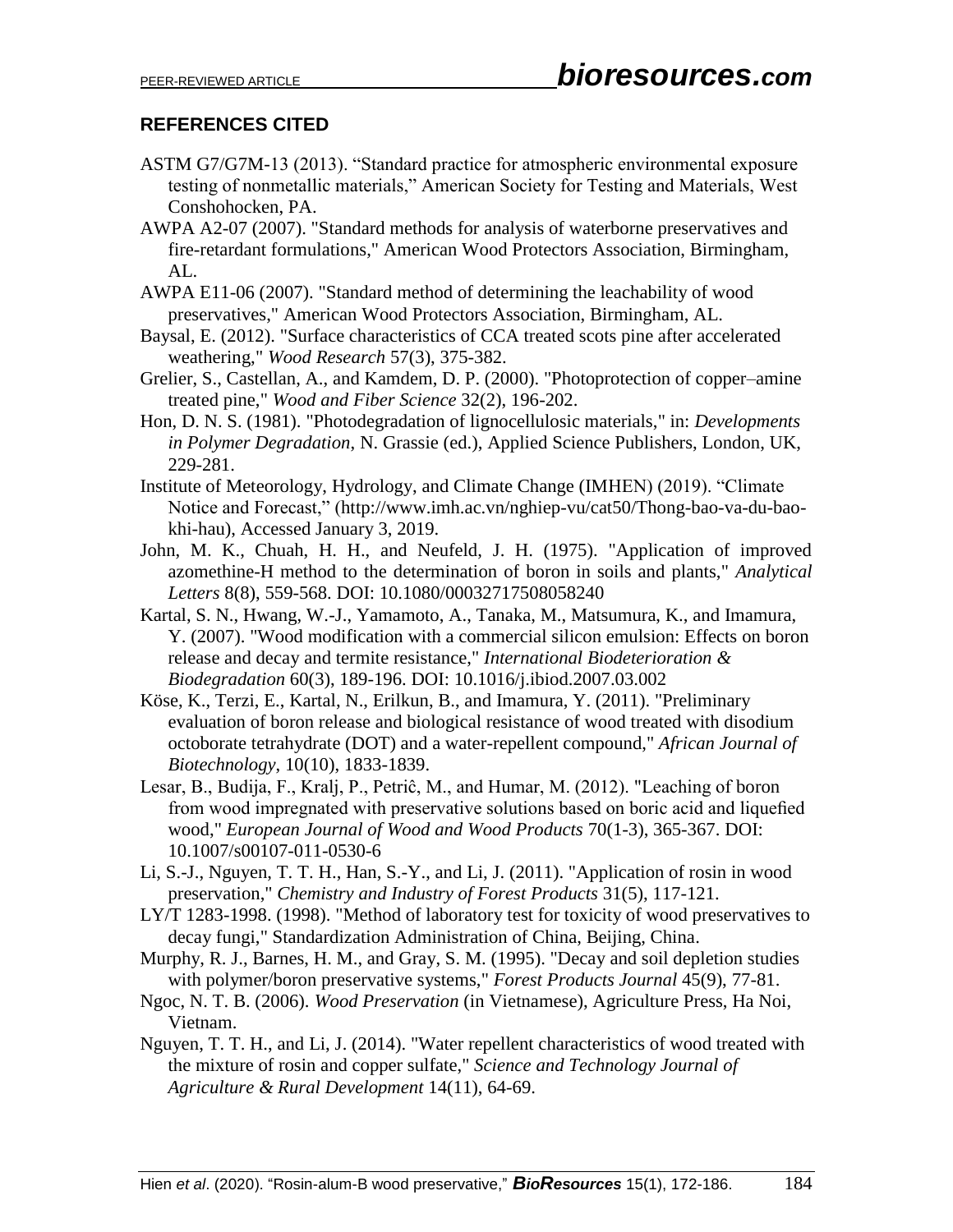## REFERENCES CITED

ASTM G7/G7M-13 (2013). "Standard practice for atmospheric environmental exposure testing of nonmetallic materials," American Society for Testing and Materials, West Conshohocken, PA.

AWPA A2-07 (2007). "Standard methods for analysis of waterborne preservatives and fire-retardant formulations," American Wood Protectors Association, Birmingham, AL.

AWPA E11-06 (2007). "Standard method of determining the leachability of wood preservatives," American Wood Protectors Association, Birmingham, AL.

Baysal, E. (2012). "Surface characteristics of CCA treated scots pine after accelerated weathering," *Wood Research* 57(3), 375-382.

Grelier, S., Castellan, A., and Kamdem, D. P. (2000). "Photoprotection of copper–amine treated pine," *Wood and Fiber Science* 32(2), 196-202.

Hon, D. N. S. (1981). "Photodegradation of lignocellulosic materials," in: *Developments in Polymer Degradation*, N. Grassie (ed.), Applied Science Publishers, London, UK, 229-281.

Institute of Meteorology, Hydrology, and Climate Change (IMHEN) (2019). "Climate Notice and Forecast," (http://www.imh.ac.vn/nghiep-vu/cat50/Thong-bao-va-du-bao-khi-hau), Accessed January 3, 2019.

John, M. K., Chuah, H. H., and Neufeld, J. H. (1975). "Application of improved azomethine-H method to the determination of boron in soils and plants," *Analytical Letters* 8(8), 559-568. DOI: 10.1080/00032717508058240

Kartal, S. N., Hwang, W.-J., Yamamoto, A., Tanaka, M., Matsumura, K., and Imamura, Y. (2007). "Wood modification with a commercial silicon emulsion: Effects on boron release and decay and termite resistance," *International Biodeterioration & Biodegradation* 60(3), 189-196. DOI: 10.1016/j.ibiod.2007.03.002

Köse, K., Terzi, E., Kartal, N., Erilkun, B., and Imamura, Y. (2011). "Preliminary evaluation of boron release and biological resistance of wood treated with disodium octoborate tetrahydrate (DOT) and a water-repellent compound," *African Journal of Biotechnology*, 10(10), 1833-1839.

Lesar, B., Budija, F., Kralj, P., Petriĉ, M., and Humar, M. (2012). "Leaching of boron from wood impregnated with preservative solutions based on boric acid and liquefied wood," *European Journal of Wood and Wood Products* 70(1-3), 365-367. DOI: 10.1007/s00107-011-0530-6

Li, S.-J., Nguyen, T. T. H., Han, S.-Y., and Li, J. (2011). "Application of rosin in wood preservation," *Chemistry and Industry of Forest Products* 31(5), 117-121.

LY/T 1283-1998. (1998). "Method of laboratory test for toxicity of wood preservatives to decay fungi," Standardization Administration of China, Beijing, China.

Murphy, R. J., Barnes, H. M., and Gray, S. M. (1995). "Decay and soil depletion studies with polymer/boron preservative systems," *Forest Products Journal* 45(9), 77-81.

Ngoc, N. T. B. (2006). *Wood Preservation* (in Vietnamese), Agriculture Press, Ha Noi, Vietnam.

Nguyen, T. T. H., and Li, J. (2014). "Water repellent characteristics of wood treated with the mixture of rosin and copper sulfate," *Science and Technology Journal of Agriculture & Rural Development* 14(11), 64-69.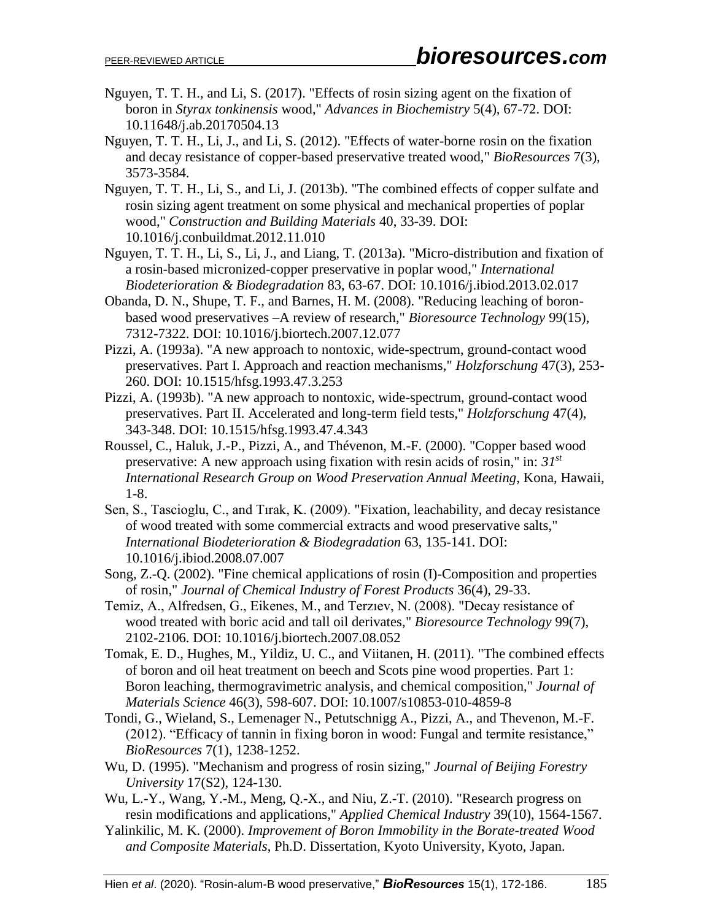Nguyen, T. T. H., and Li, S. (2017). "Effects of rosin sizing agent on the fixation of boron in *Styrax tonkinensis* wood," *Advances in Biochemistry* 5(4), 67-72. DOI: 10.11648/j.ab.20170504.13

Nguyen, T. T. H., Li, J., and Li, S. (2012). "Effects of water-borne rosin on the fixation and decay resistance of copper-based preservative treated wood," *BioResources* 7(3), 3573-3584.

Nguyen, T. T. H., Li, S., and Li, J. (2013b). "The combined effects of copper sulfate and rosin sizing agent treatment on some physical and mechanical properties of poplar wood," *Construction and Building Materials* 40, 33-39. DOI: 10.1016/j.conbuildmat.2012.11.010

Nguyen, T. T. H., Li, S., Li, J., and Liang, T. (2013a). "Micro-distribution and fixation of a rosin-based micronized-copper preservative in poplar wood," *International Biodeterioration & Biodegradation* 83, 63-67. DOI: 10.1016/j.ibiod.2013.02.017

Obanda, D. N., Shupe, T. F., and Barnes, H. M. (2008). "Reducing leaching of boron-based wood preservatives –A review of research," *Bioresource Technology* 99(15), 7312-7322. DOI: 10.1016/j.biortech.2007.12.077

Pizzi, A. (1993a). "A new approach to nontoxic, wide-spectrum, ground-contact wood preservatives. Part I. Approach and reaction mechanisms," *Holzforschung* 47(3), 253-260. DOI: 10.1515/hfsg.1993.47.3.253

Pizzi, A. (1993b). "A new approach to nontoxic, wide-spectrum, ground-contact wood preservatives. Part II. Accelerated and long-term field tests," *Holzforschung* 47(4), 343-348. DOI: 10.1515/hfsg.1993.47.4.343

Roussel, C., Haluk, J.-P., Pizzi, A., and Thévenon, M.-F. (2000). "Copper based wood preservative: A new approach using fixation with resin acids of rosin," in: *31st International Research Group on Wood Preservation Annual Meeting*, Kona, Hawaii, 1-8.

Sen, S., Tascioglu, C., and Tırak, K. (2009). "Fixation, leachability, and decay resistance of wood treated with some commercial extracts and wood preservative salts," *International Biodeterioration & Biodegradation* 63, 135-141. DOI: 10.1016/j.ibiod.2008.07.007

Song, Z.-Q. (2002). "Fine chemical applications of rosin (I)-Composition and properties of rosin," *Journal of Chemical Industry of Forest Products* 36(4), 29-33.

Temiz, A., Alfredsen, G., Eikenes, M., and Terzıev, N. (2008). "Decay resistance of wood treated with boric acid and tall oil derivates," *Bioresource Technology* 99(7), 2102-2106. DOI: 10.1016/j.biortech.2007.08.052

Tomak, E. D., Hughes, M., Yildiz, U. C., and Viitanen, H. (2011). "The combined effects of boron and oil heat treatment on beech and Scots pine wood properties. Part 1: Boron leaching, thermogravimetric analysis, and chemical composition," *Journal of Materials Science* 46(3), 598-607. DOI: 10.1007/s10853-010-4859-8

Tondi, G., Wieland, S., Lemenager N., Petutschnigg A., Pizzi, A., and Thevenon, M.-F. (2012). "Efficacy of tannin in fixing boron in wood: Fungal and termite resistance," *BioResources* 7(1), 1238-1252.

Wu, D. (1995). "Mechanism and progress of rosin sizing," *Journal of Beijing Forestry University* 17(S2), 124-130.

Wu, L.-Y., Wang, Y.-M., Meng, Q.-X., and Niu, Z.-T. (2010). "Research progress on resin modifications and applications," *Applied Chemical Industry* 39(10), 1564-1567.

Yalinkilic, M. K. (2000). *Improvement of Boron Immobility in the Borate-treated Wood and Composite Materials*, Ph.D. Dissertation, Kyoto University, Kyoto, Japan.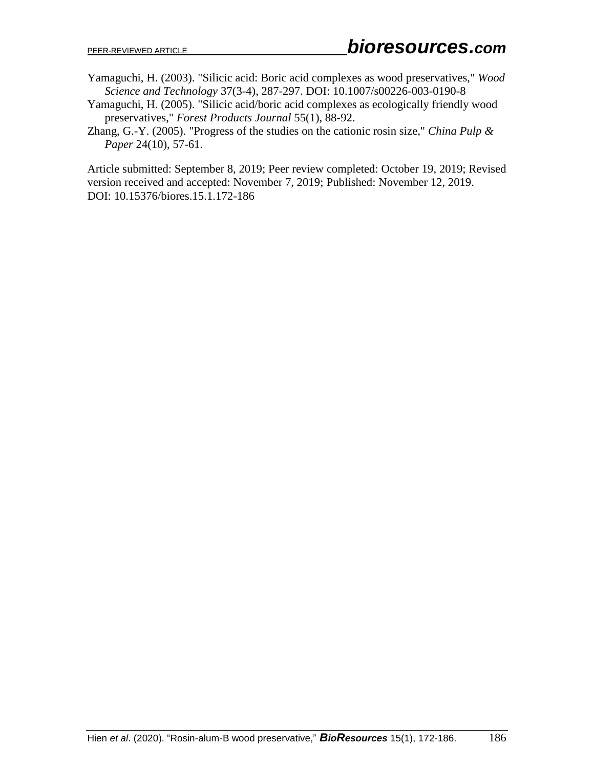Yamaguchi, H. (2003). "Silicic acid: Boric acid complexes as wood preservatives," *Wood Science and Technology* 37(3-4), 287-297. DOI: 10.1007/s00226-003-0190-8

Yamaguchi, H. (2005). "Silicic acid/boric acid complexes as ecologically friendly wood preservatives," *Forest Products Journal* 55(1), 88-92.

Zhang, G.-Y. (2005). "Progress of the studies on the cationic rosin size," *China Pulp & Paper* 24(10), 57-61.

Article submitted: September 8, 2019; Peer review completed: October 19, 2019; Revised version received and accepted: November 7, 2019; Published: November 12, 2019.
DOI: 10.15376/biores.15.1.172-186